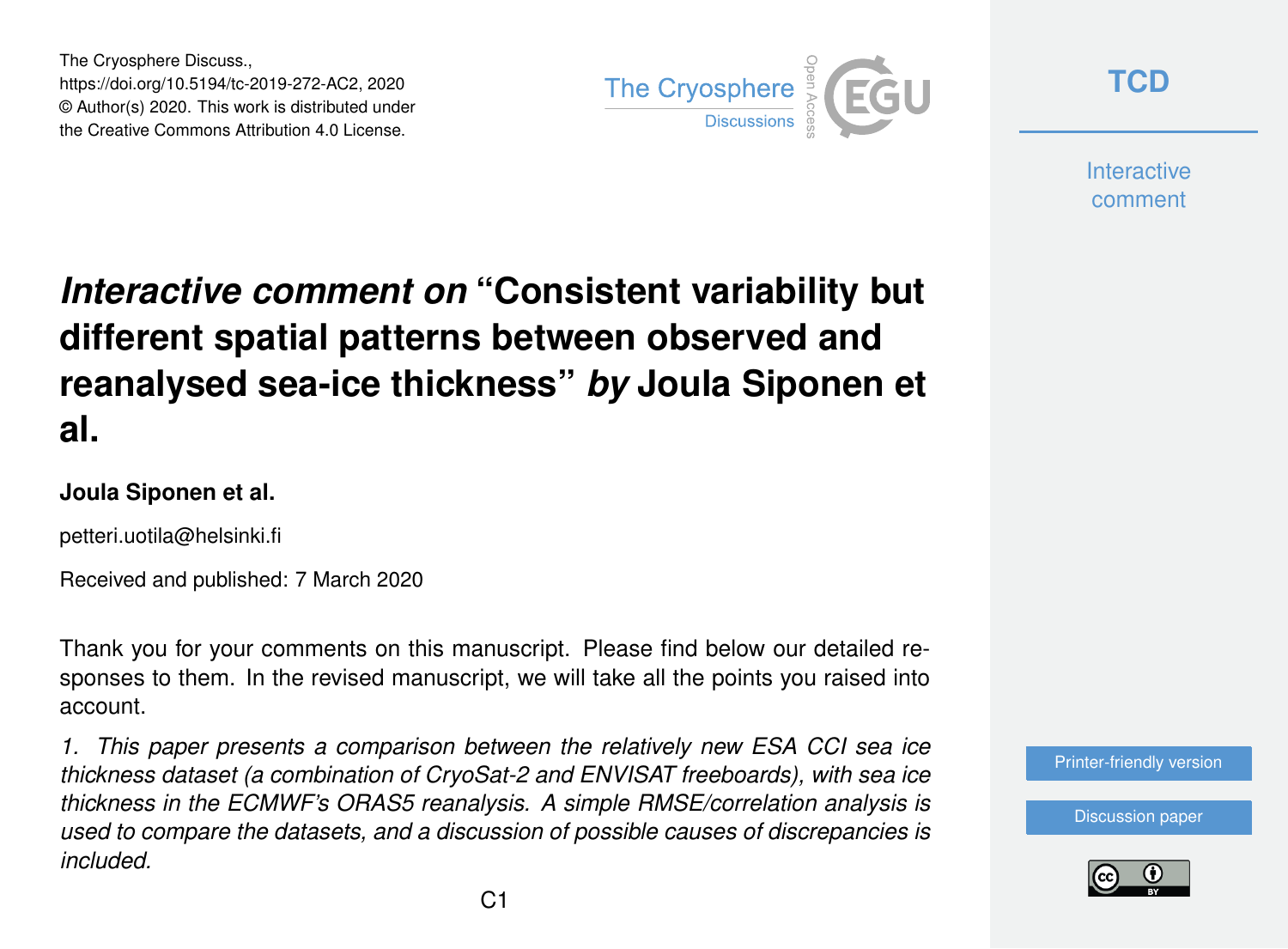The Cryosphere Discuss.,
https://doi.org/10.5194/tc-2019-272-AC2, 2020
© Author(s) 2020. This work is distributed under
the Creative Commons Attribution 4.0 License.

# *Interactive comment on* "Consistent variability but different spatial patterns between observed and reanalysed sea-ice thickness" *by* Joula Siponen et al.

**Joula Siponen et al.**

petteri.uotila@helsinki.fi

Received and published: 7 March 2020

Thank you for your comments on this manuscript. Please find below our detailed responses to them. In the revised manuscript, we will take all the points you raised into account.

*1. This paper presents a comparison between the relatively new ESA CCI sea ice thickness dataset (a combination of CryoSat-2 and ENVISAT freeboards), with sea ice thickness in the ECMWF's ORAS5 reanalysis. A simple RMSE/correlation analysis is used to compare the datasets, and a discussion of possible causes of discrepancies is included.*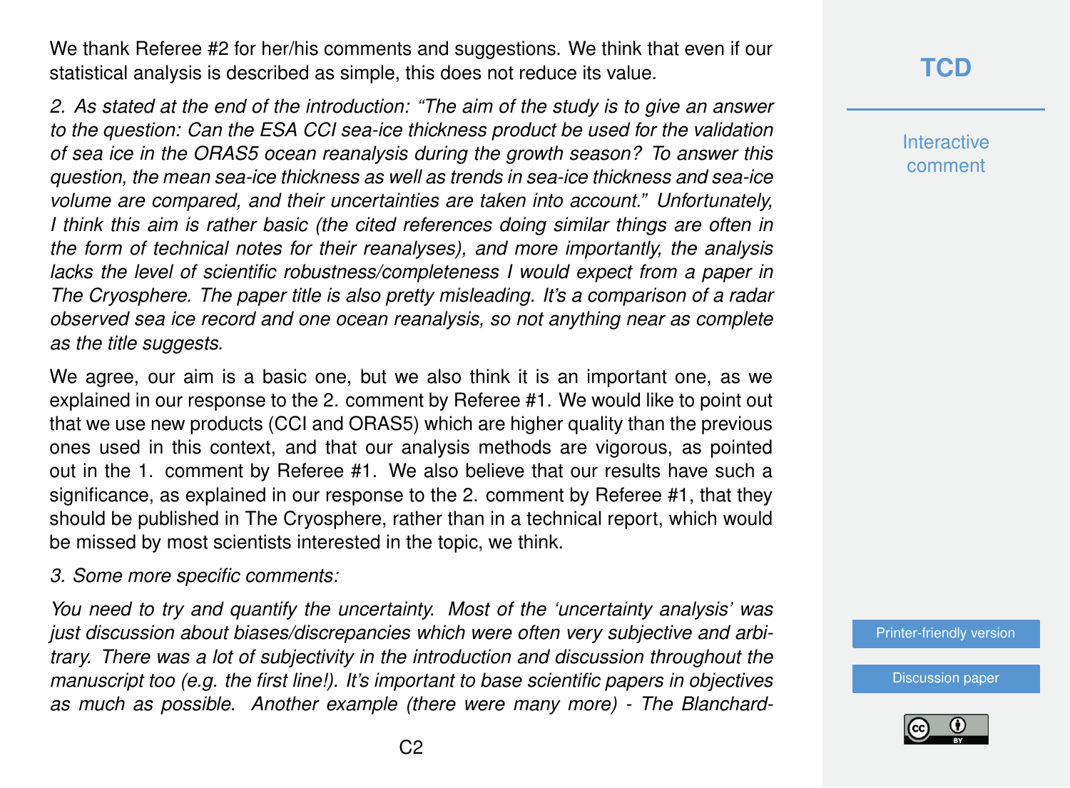We thank Referee #2 for her/his comments and suggestions. We think that even if our statistical analysis is described as simple, this does not reduce its value.

*2. As stated at the end of the introduction: "The aim of the study is to give an answer to the question: Can the ESA CCI sea-ice thickness product be used for the validation of sea ice in the ORAS5 ocean reanalysis during the growth season? To answer this question, the mean sea-ice thickness as well as trends in sea-ice thickness and sea-ice volume are compared, and their uncertainties are taken into account." Unfortunately, I think this aim is rather basic (the cited references doing similar things are often in the form of technical notes for their reanalyses), and more importantly, the analysis lacks the level of scientific robustness/completeness I would expect from a paper in The Cryosphere. The paper title is also pretty misleading. It's a comparison of a radar observed sea ice record and one ocean reanalysis, so not anything near as complete as the title suggests.*

We agree, our aim is a basic one, but we also think it is an important one, as we explained in our response to the 2. comment by Referee #1. We would like to point out that we use new products (CCI and ORAS5) which are higher quality than the previous ones used in this context, and that our analysis methods are vigorous, as pointed out in the 1. comment by Referee #1. We also believe that our results have such a significance, as explained in our response to the 2. comment by Referee #1, that they should be published in The Cryosphere, rather than in a technical report, which would be missed by most scientists interested in the topic, we think.

*3. Some more specific comments:*

*You need to try and quantify the uncertainty. Most of the 'uncertainty analysis' was just discussion about biases/discrepancies which were often very subjective and arbitrary. There was a lot of subjectivity in the introduction and discussion throughout the manuscript too (e.g. the first line!). It's important to base scientific papers in objectives as much as possible. Another example (there were many more) - The Blanchard-*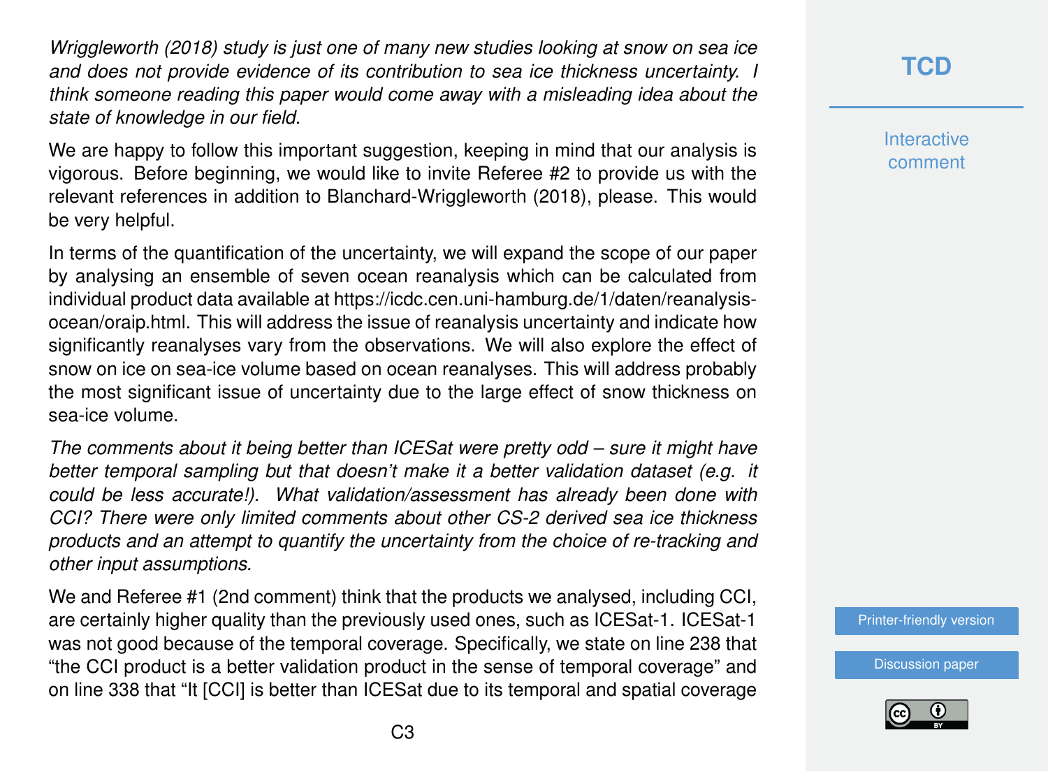*Wriggleworth (2018) study is just one of many new studies looking at snow on sea ice and does not provide evidence of its contribution to sea ice thickness uncertainty. I think someone reading this paper would come away with a misleading idea about the state of knowledge in our field.*

We are happy to follow this important suggestion, keeping in mind that our analysis is vigorous. Before beginning, we would like to invite Referee #2 to provide us with the relevant references in addition to Blanchard-Wriggleworth (2018), please. This would be very helpful.

In terms of the quantification of the uncertainty, we will expand the scope of our paper by analysing an ensemble of seven ocean reanalysis which can be calculated from individual product data available at https://icdc.cen.uni-hamburg.de/1/daten/reanalysis-ocean/oraip.html. This will address the issue of reanalysis uncertainty and indicate how significantly reanalyses vary from the observations. We will also explore the effect of snow on ice on sea-ice volume based on ocean reanalyses. This will address probably the most significant issue of uncertainty due to the large effect of snow thickness on sea-ice volume.

*The comments about it being better than ICESat were pretty odd – sure it might have better temporal sampling but that doesn't make it a better validation dataset (e.g. it could be less accurate!). What validation/assessment has already been done with CCI? There were only limited comments about other CS-2 derived sea ice thickness products and an attempt to quantify the uncertainty from the choice of re-tracking and other input assumptions.*

We and Referee #1 (2nd comment) think that the products we analysed, including CCI, are certainly higher quality than the previously used ones, such as ICESat-1. ICESat-1 was not good because of the temporal coverage. Specifically, we state on line 238 that "the CCI product is a better validation product in the sense of temporal coverage" and on line 338 that "It [CCI] is better than ICESat due to its temporal and spatial coverage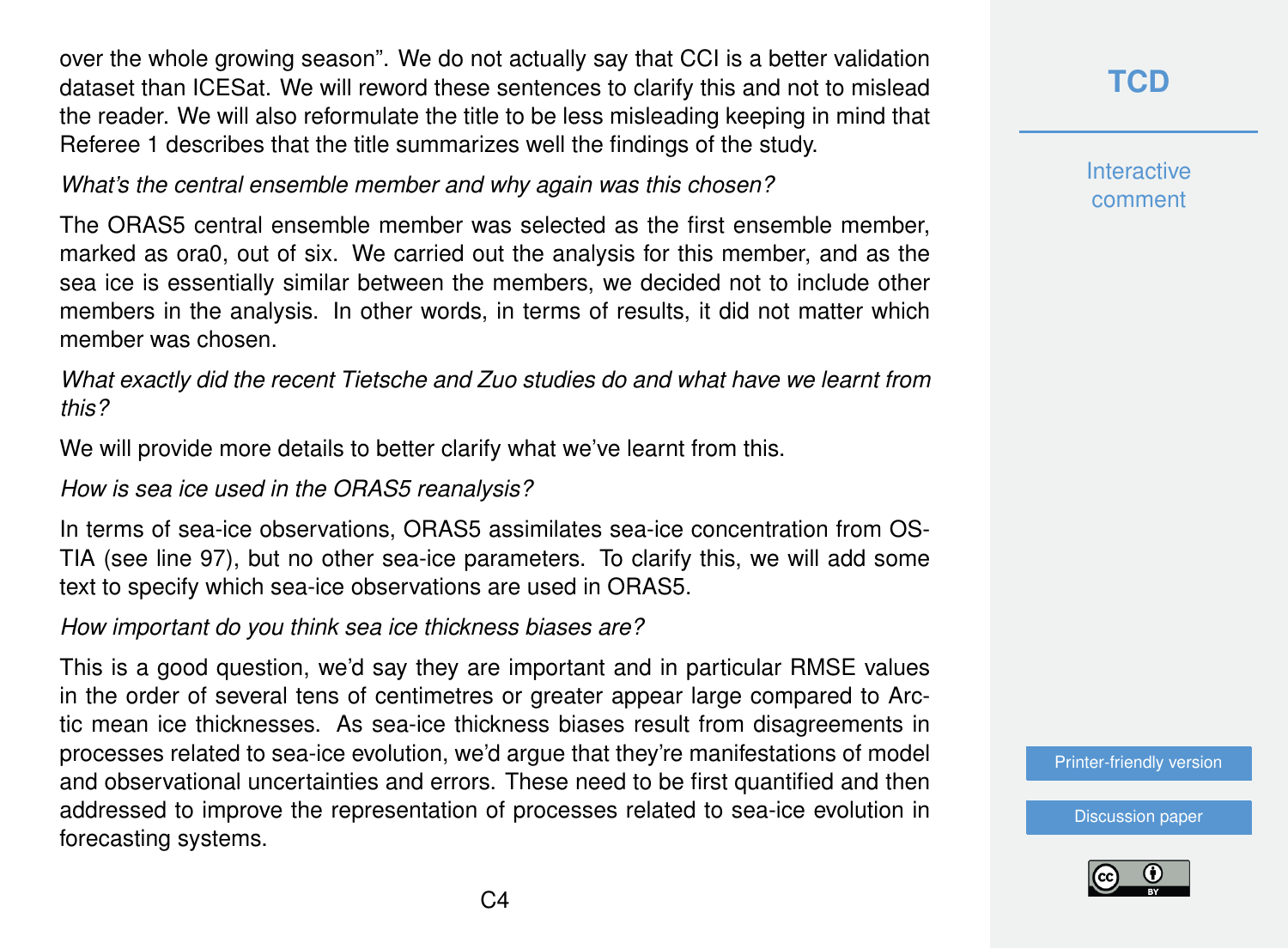over the whole growing season". We do not actually say that CCI is a better validation dataset than ICESat. We will reword these sentences to clarify this and not to mislead the reader. We will also reformulate the title to be less misleading keeping in mind that Referee 1 describes that the title summarizes well the findings of the study.

*What's the central ensemble member and why again was this chosen?*

The ORAS5 central ensemble member was selected as the first ensemble member, marked as ora0, out of six. We carried out the analysis for this member, and as the sea ice is essentially similar between the members, we decided not to include other members in the analysis. In other words, in terms of results, it did not matter which member was chosen.

*What exactly did the recent Tietsche and Zuo studies do and what have we learnt from this?*

We will provide more details to better clarify what we've learnt from this.

*How is sea ice used in the ORAS5 reanalysis?*

In terms of sea-ice observations, ORAS5 assimilates sea-ice concentration from OSTIA (see line 97), but no other sea-ice parameters. To clarify this, we will add some text to specify which sea-ice observations are used in ORAS5.

*How important do you think sea ice thickness biases are?*

This is a good question, we'd say they are important and in particular RMSE values in the order of several tens of centimetres or greater appear large compared to Arctic mean ice thicknesses. As sea-ice thickness biases result from disagreements in processes related to sea-ice evolution, we'd argue that they're manifestations of model and observational uncertainties and errors. These need to be first quantified and then addressed to improve the representation of processes related to sea-ice evolution in forecasting systems.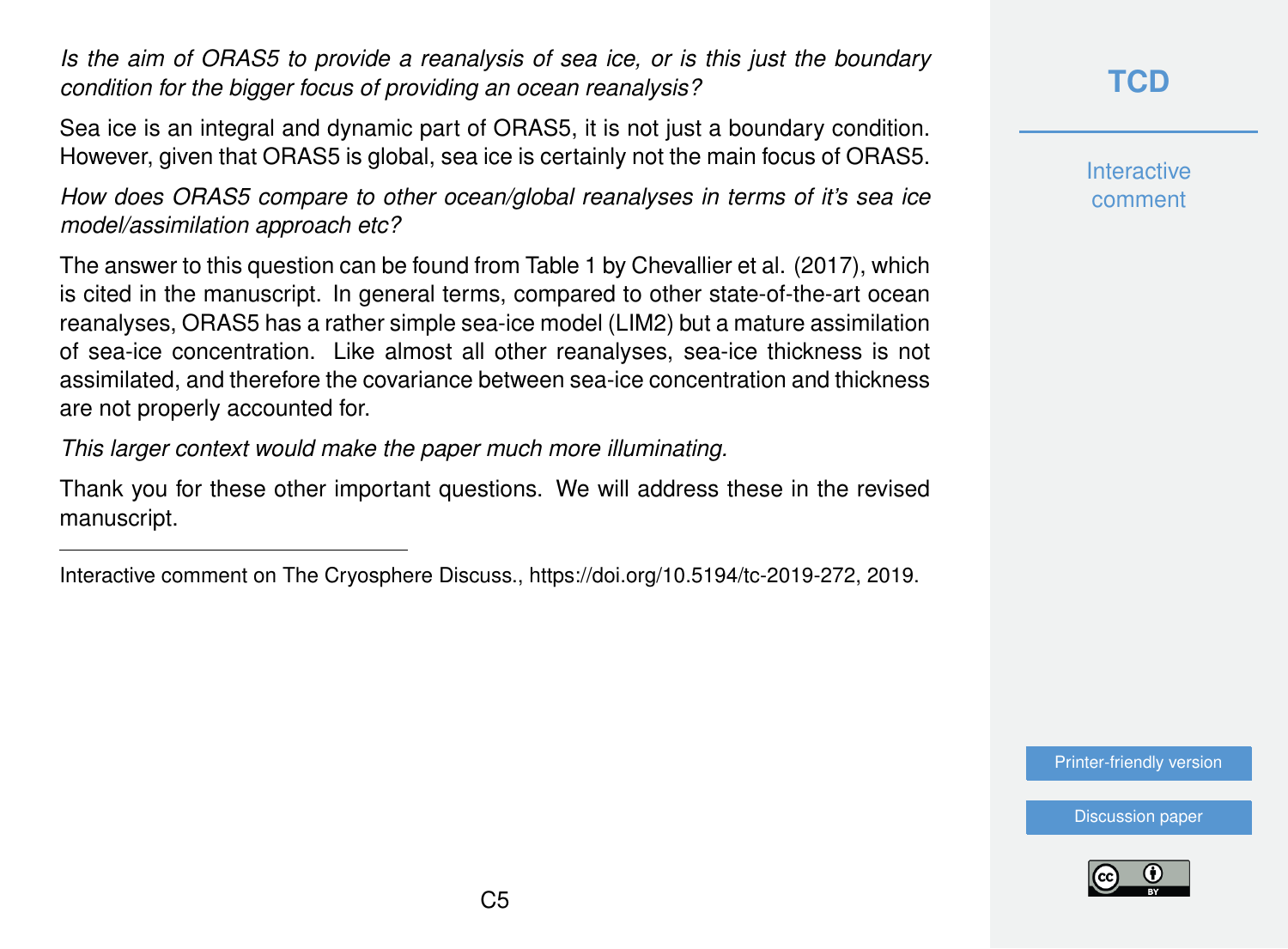*Is the aim of ORAS5 to provide a reanalysis of sea ice, or is this just the boundary condition for the bigger focus of providing an ocean reanalysis?*

Sea ice is an integral and dynamic part of ORAS5, it is not just a boundary condition. However, given that ORAS5 is global, sea ice is certainly not the main focus of ORAS5.

*How does ORAS5 compare to other ocean/global reanalyses in terms of it's sea ice model/assimilation approach etc?*

The answer to this question can be found from Table 1 by Chevallier et al. (2017), which is cited in the manuscript. In general terms, compared to other state-of-the-art ocean reanalyses, ORAS5 has a rather simple sea-ice model (LIM2) but a mature assimilation of sea-ice concentration. Like almost all other reanalyses, sea-ice thickness is not assimilated, and therefore the covariance between sea-ice concentration and thickness are not properly accounted for.

*This larger context would make the paper much more illuminating.*

Thank you for these other important questions. We will address these in the revised manuscript.

---

Interactive comment on The Cryosphere Discuss., https://doi.org/10.5194/tc-2019-272, 2019.